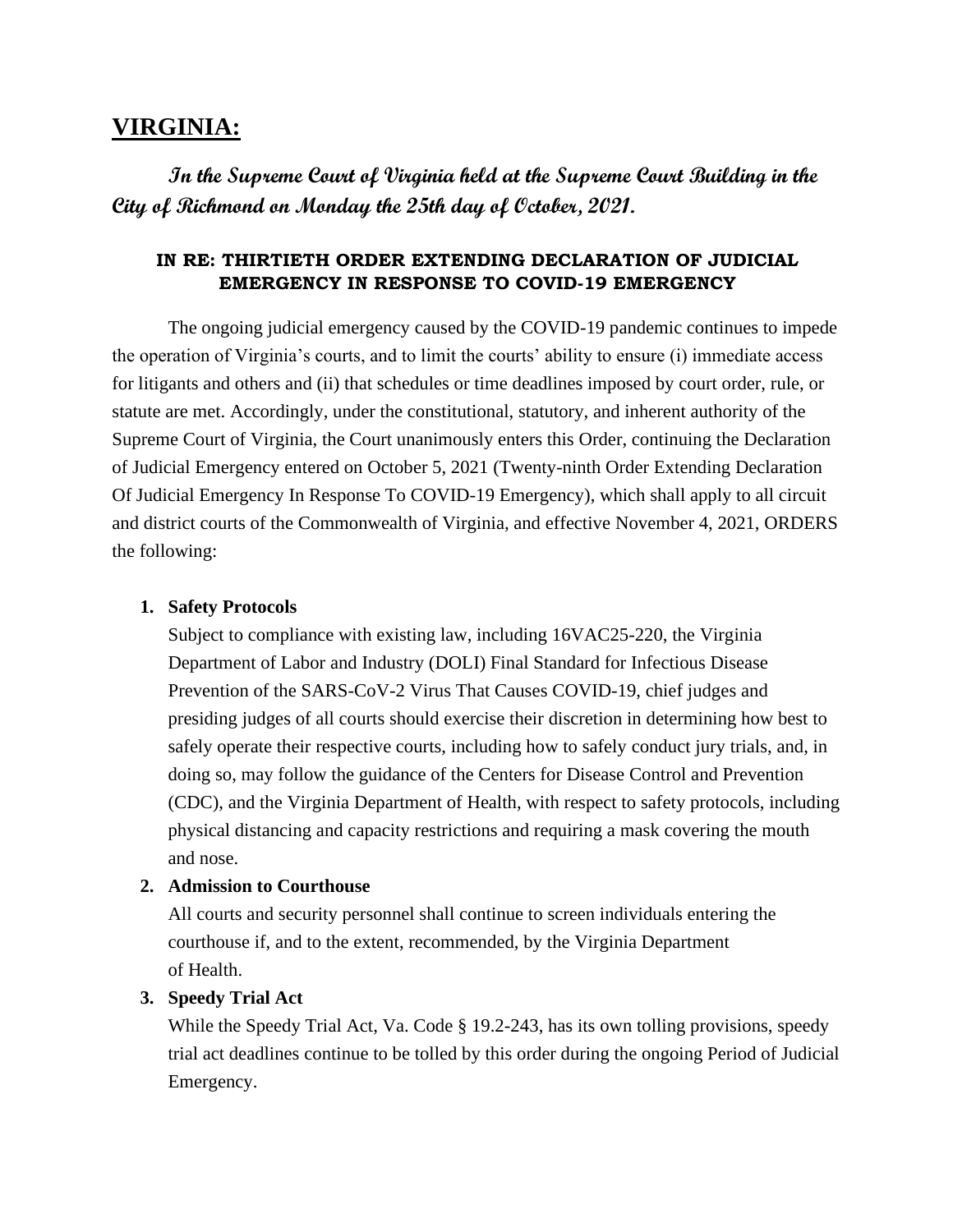# VIRGINIA:

***In the Supreme Court of Virginia held at the Supreme Court Building in the City of Richmond on Monday the 25th day of October, 2021.***

### IN RE: THIRTIETH ORDER EXTENDING DECLARATION OF JUDICIAL EMERGENCY IN RESPONSE TO COVID-19 EMERGENCY

The ongoing judicial emergency caused by the COVID-19 pandemic continues to impede the operation of Virginia's courts, and to limit the courts' ability to ensure (i) immediate access for litigants and others and (ii) that schedules or time deadlines imposed by court order, rule, or statute are met. Accordingly, under the constitutional, statutory, and inherent authority of the Supreme Court of Virginia, the Court unanimously enters this Order, continuing the Declaration of Judicial Emergency entered on October 5, 2021 (Twenty-ninth Order Extending Declaration Of Judicial Emergency In Response To COVID-19 Emergency), which shall apply to all circuit and district courts of the Commonwealth of Virginia, and effective November 4, 2021, ORDERS the following:

1. **Safety Protocols**

   Subject to compliance with existing law, including 16VAC25-220, the Virginia Department of Labor and Industry (DOLI) Final Standard for Infectious Disease Prevention of the SARS-CoV-2 Virus That Causes COVID-19, chief judges and presiding judges of all courts should exercise their discretion in determining how best to safely operate their respective courts, including how to safely conduct jury trials, and, in doing so, may follow the guidance of the Centers for Disease Control and Prevention (CDC), and the Virginia Department of Health, with respect to safety protocols, including physical distancing and capacity restrictions and requiring a mask covering the mouth and nose.

2. **Admission to Courthouse**

   All courts and security personnel shall continue to screen individuals entering the courthouse if, and to the extent, recommended, by the Virginia Department of Health.

3. **Speedy Trial Act**

   While the Speedy Trial Act, Va. Code § 19.2-243, has its own tolling provisions, speedy trial act deadlines continue to be tolled by this order during the ongoing Period of Judicial Emergency.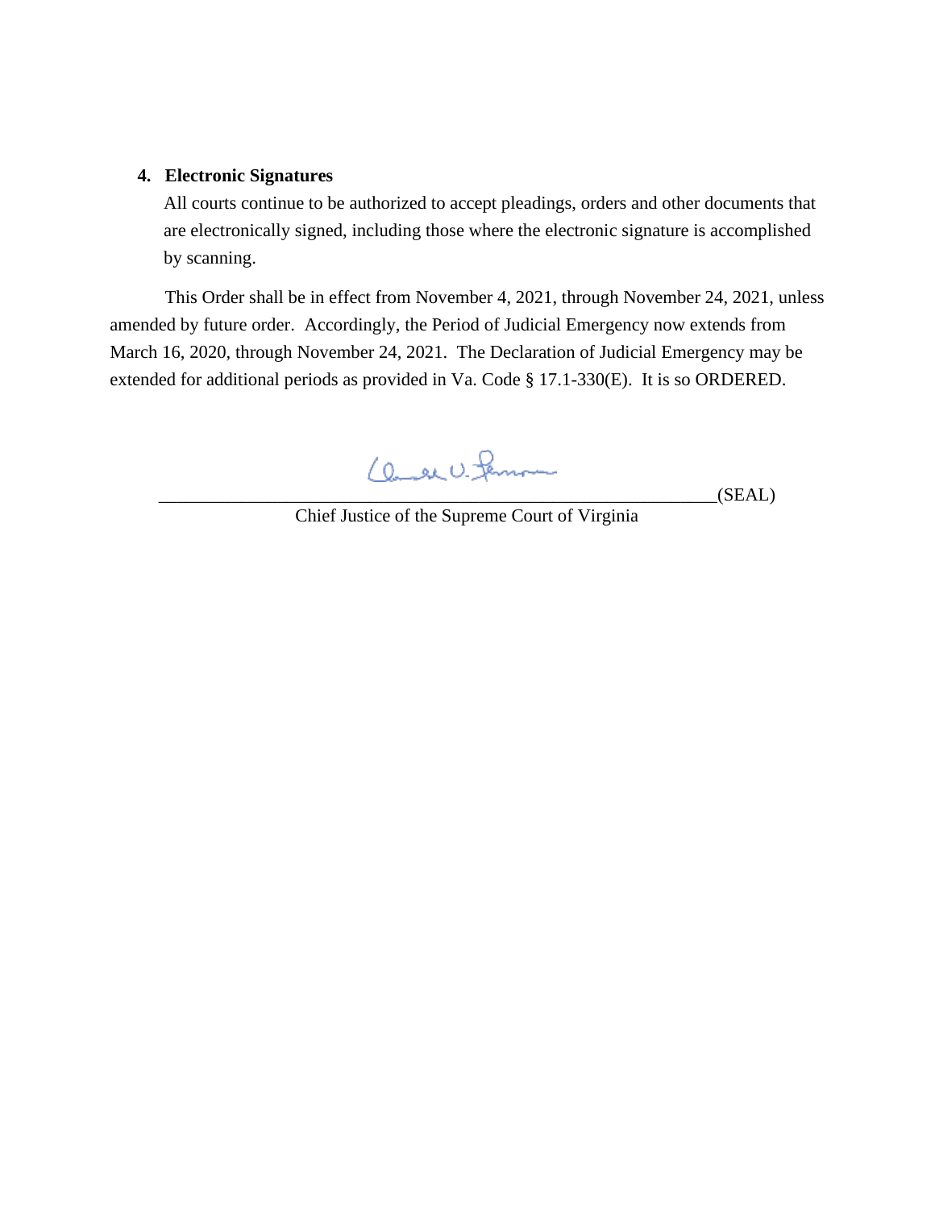4. **Electronic Signatures**

   All courts continue to be authorized to accept pleadings, orders and other documents that are electronically signed, including those where the electronic signature is accomplished by scanning.

This Order shall be in effect from November 4, 2021, through November 24, 2021, unless amended by future order. Accordingly, the Period of Judicial Emergency now extends from March 16, 2020, through November 24, 2021. The Declaration of Judicial Emergency may be extended for additional periods as provided in Va. Code § 17.1-330(E). It is so ORDERED.

_______________________________________________(SEAL)

Chief Justice of the Supreme Court of Virginia